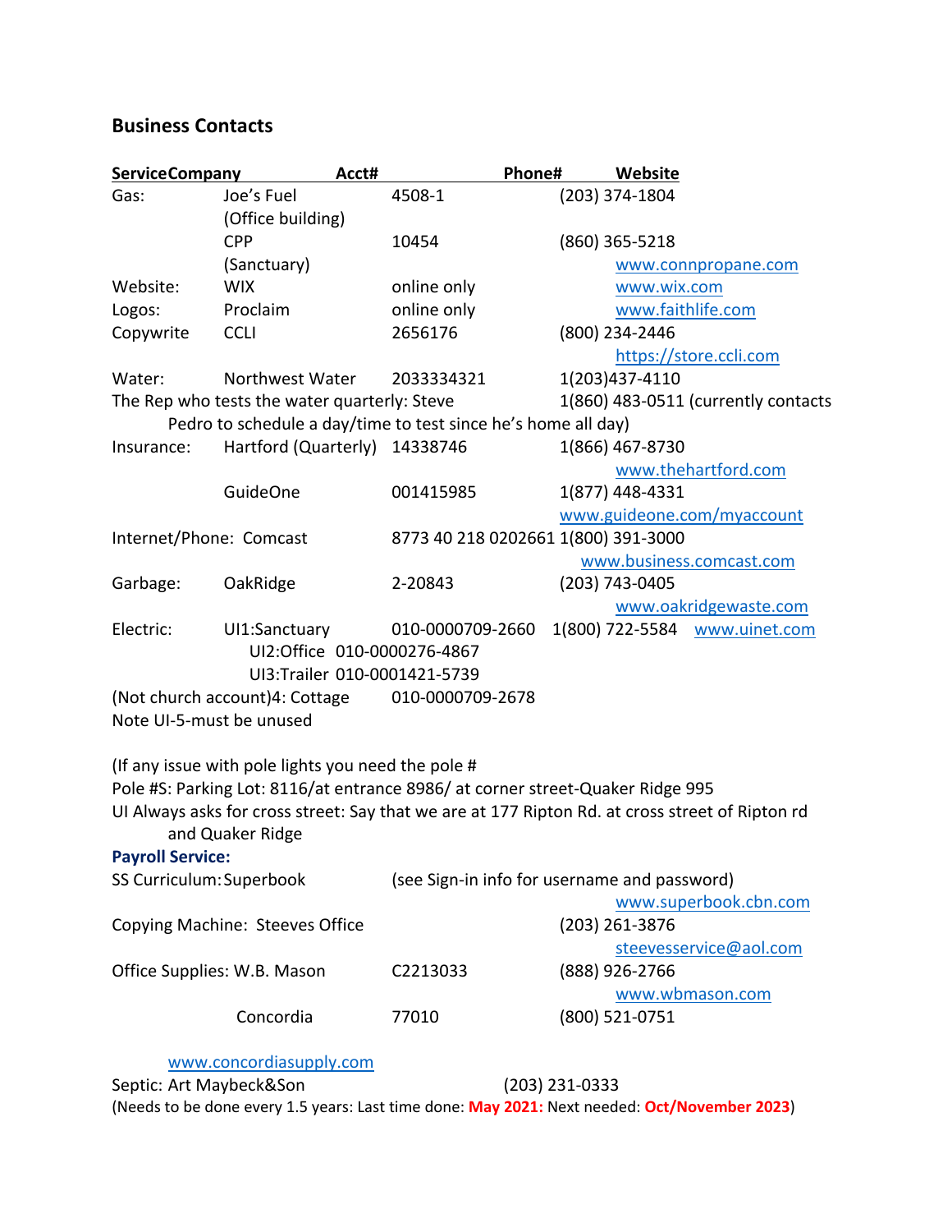## Business Contacts

| Service | Company | Acct# | Phone# | Website |
|---|---|---|---|---|
| Gas: | Joe's Fuel (Office building) | 4508-1 | (203) 374-1804 | |
| | CPP (Sanctuary) | 10454 | (860) 365-5218 | www.connpropane.com |
| Website: | WIX | online only | | www.wix.com |
| Logos: | Proclaim | online only | | www.faithlife.com |
| Copywrite | CCLI | 2656176 | (800) 234-2446 | https://store.ccli.com |
| Water: | Northwest Water | 2033334321 | 1(203)437-4110 | |

The Rep who tests the water quarterly: Steve 1(860) 483-0511 (currently contacts Pedro to schedule a day/time to test since he's home all day)

| Service | Company | Acct# | Phone# | Website |
|---|---|---|---|---|
| Insurance: | Hartford (Quarterly) | 14338746 | 1(866) 467-8730 | www.thehartford.com |
| | GuideOne | 001415985 | 1(877) 448-4331 | www.guideone.com/myaccount |
| Internet/Phone: | Comcast | 8773 40 218 0202661 | 1(800) 391-3000 | www.business.comcast.com |
| Garbage: | OakRidge | 2-20843 | (203) 743-0405 | www.oakridgewaste.com |
| Electric: | UI1:Sanctuary | 010-0000709-2660 | 1(800) 722-5584 | www.uinet.com |
| | UI2:Office | 010-0000276-4867 | | |
| | UI3:Trailer | 010-0001421-5739 | | |
| (Not church account)4: | Cottage | 010-0000709-2678 | | |

Note UI-5-must be unused

(If any issue with pole lights you need the pole #

Pole #S: Parking Lot: 8116/at entrance 8986/ at corner street-Quaker Ridge 995

UI Always asks for cross street: Say that we are at 177 Ripton Rd. at cross street of Ripton rd and Quaker Ridge

**Payroll Service:**

| Service | Company | Acct# | Phone# | Website |
|---|---|---|---|---|
| SS Curriculum: | Superbook | (see Sign-in info for username and password) | | www.superbook.cbn.com |
| Copying Machine: | Steeves Office | | (203) 261-3876 | steevesservice@aol.com |
| Office Supplies: | W.B. Mason | C2213033 | (888) 926-2766 | www.wbmason.com |
| | Concordia | 77010 | (800) 521-0751 | www.concordiasupply.com |

Septic: Art Maybeck&Son (203) 231-0333

(Needs to be done every 1.5 years: Last time done: **May 2021:** Next needed: **Oct/November 2023**)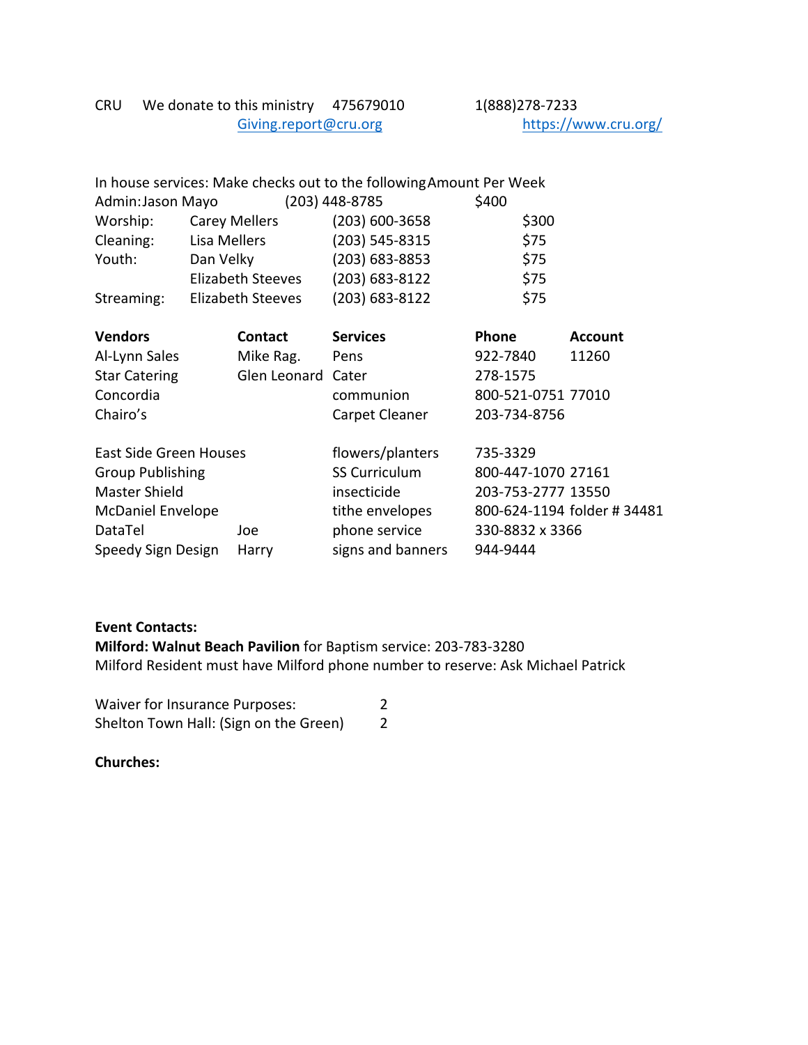CRU We donate to this ministry 475679010 1(888)278-7233

Giving.report@cru.org https://www.cru.org/

In house services: Make checks out to the following Amount Per Week

| | | | |
|---|---|---|---|
| Admin: | Jason Mayo | (203) 448-8785 | $400 |
| Worship: | Carey Mellers | (203) 600-3658 | $300 |
| Cleaning: | Lisa Mellers | (203) 545-8315 | $75 |
| Youth: | Dan Velky | (203) 683-8853 | $75 |
| | Elizabeth Steeves | (203) 683-8122 | $75 |
| Streaming: | Elizabeth Steeves | (203) 683-8122 | $75 |

| **Vendors** | **Contact** | **Services** | **Phone** | **Account** |
|---|---|---|---|---|
| Al-Lynn Sales | Mike Rag. | Pens | 922-7840 | 11260 |
| Star Catering | Glen Leonard | Cater | 278-1575 | |
| Concordia | | communion | 800-521-0751 | 77010 |
| Chairo's | | Carpet Cleaner | 203-734-8756 | |
| | | | | |
| East Side Green Houses | | flowers/planters | 735-3329 | |
| Group Publishing | | SS Curriculum | 800-447-1070 | 27161 |
| Master Shield | | insecticide | 203-753-2777 | 13550 |
| McDaniel Envelope | | tithe envelopes | 800-624-1194 | folder # 34481 |
| DataTel | Joe | phone service | 330-8832 x 3366 | |
| Speedy Sign Design | Harry | signs and banners | 944-9444 | |

**Event Contacts:**

**Milford: Walnut Beach Pavilion** for Baptism service: 203-783-3280

Milford Resident must have Milford phone number to reserve: Ask Michael Patrick

Waiver for Insurance Purposes: 2

Shelton Town Hall: (Sign on the Green) 2

**Churches:**